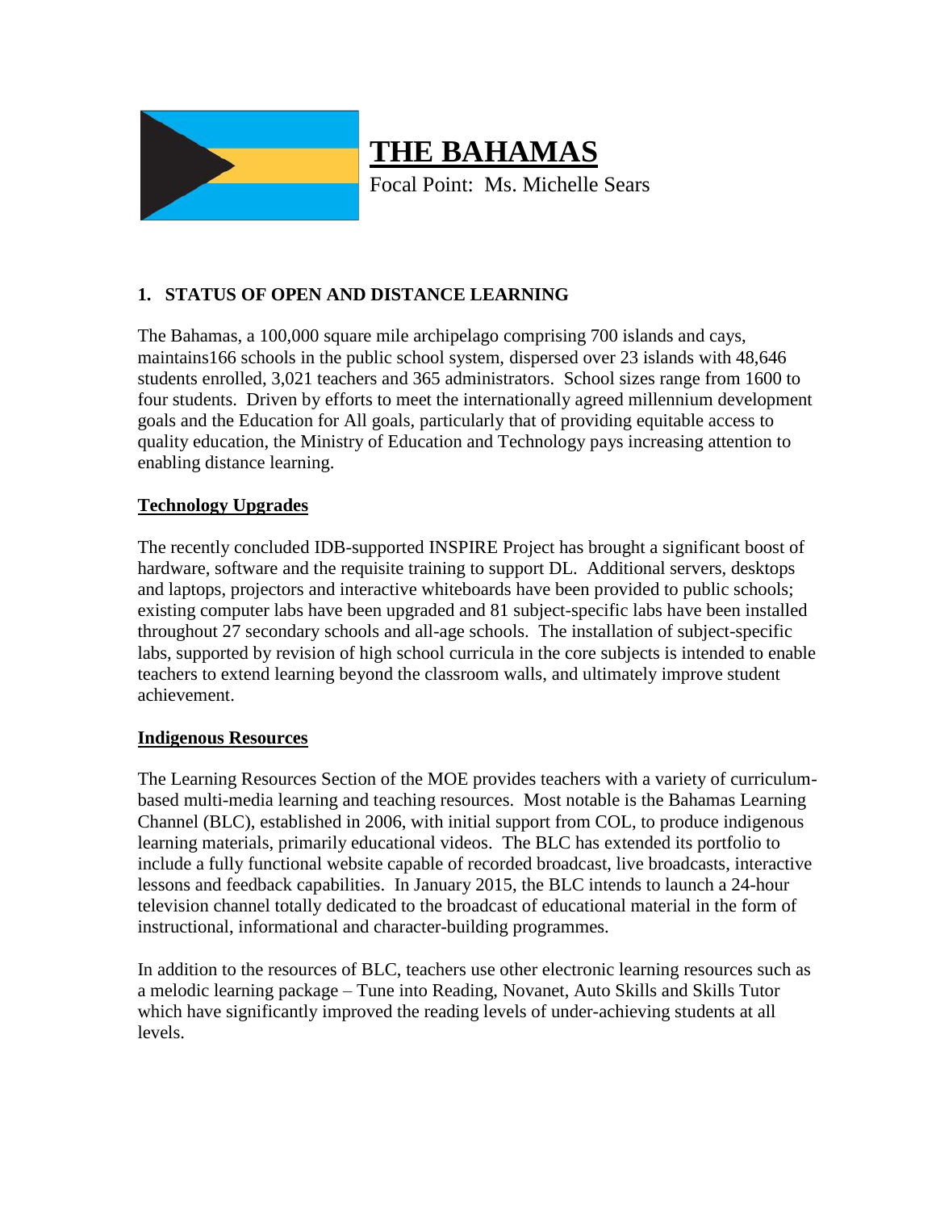# THE BAHAMAS

Focal Point: Ms. Michelle Sears

## 1. STATUS OF OPEN AND DISTANCE LEARNING

The Bahamas, a 100,000 square mile archipelago comprising 700 islands and cays, maintains166 schools in the public school system, dispersed over 23 islands with 48,646 students enrolled, 3,021 teachers and 365 administrators. School sizes range from 1600 to four students. Driven by efforts to meet the internationally agreed millennium development goals and the Education for All goals, particularly that of providing equitable access to quality education, the Ministry of Education and Technology pays increasing attention to enabling distance learning.

### Technology Upgrades

The recently concluded IDB-supported INSPIRE Project has brought a significant boost of hardware, software and the requisite training to support DL. Additional servers, desktops and laptops, projectors and interactive whiteboards have been provided to public schools; existing computer labs have been upgraded and 81 subject-specific labs have been installed throughout 27 secondary schools and all-age schools. The installation of subject-specific labs, supported by revision of high school curricula in the core subjects is intended to enable teachers to extend learning beyond the classroom walls, and ultimately improve student achievement.

### Indigenous Resources

The Learning Resources Section of the MOE provides teachers with a variety of curriculum-based multi-media learning and teaching resources. Most notable is the Bahamas Learning Channel (BLC), established in 2006, with initial support from COL, to produce indigenous learning materials, primarily educational videos. The BLC has extended its portfolio to include a fully functional website capable of recorded broadcast, live broadcasts, interactive lessons and feedback capabilities. In January 2015, the BLC intends to launch a 24-hour television channel totally dedicated to the broadcast of educational material in the form of instructional, informational and character-building programmes.

In addition to the resources of BLC, teachers use other electronic learning resources such as a melodic learning package – Tune into Reading, Novanet, Auto Skills and Skills Tutor which have significantly improved the reading levels of under-achieving students at all levels.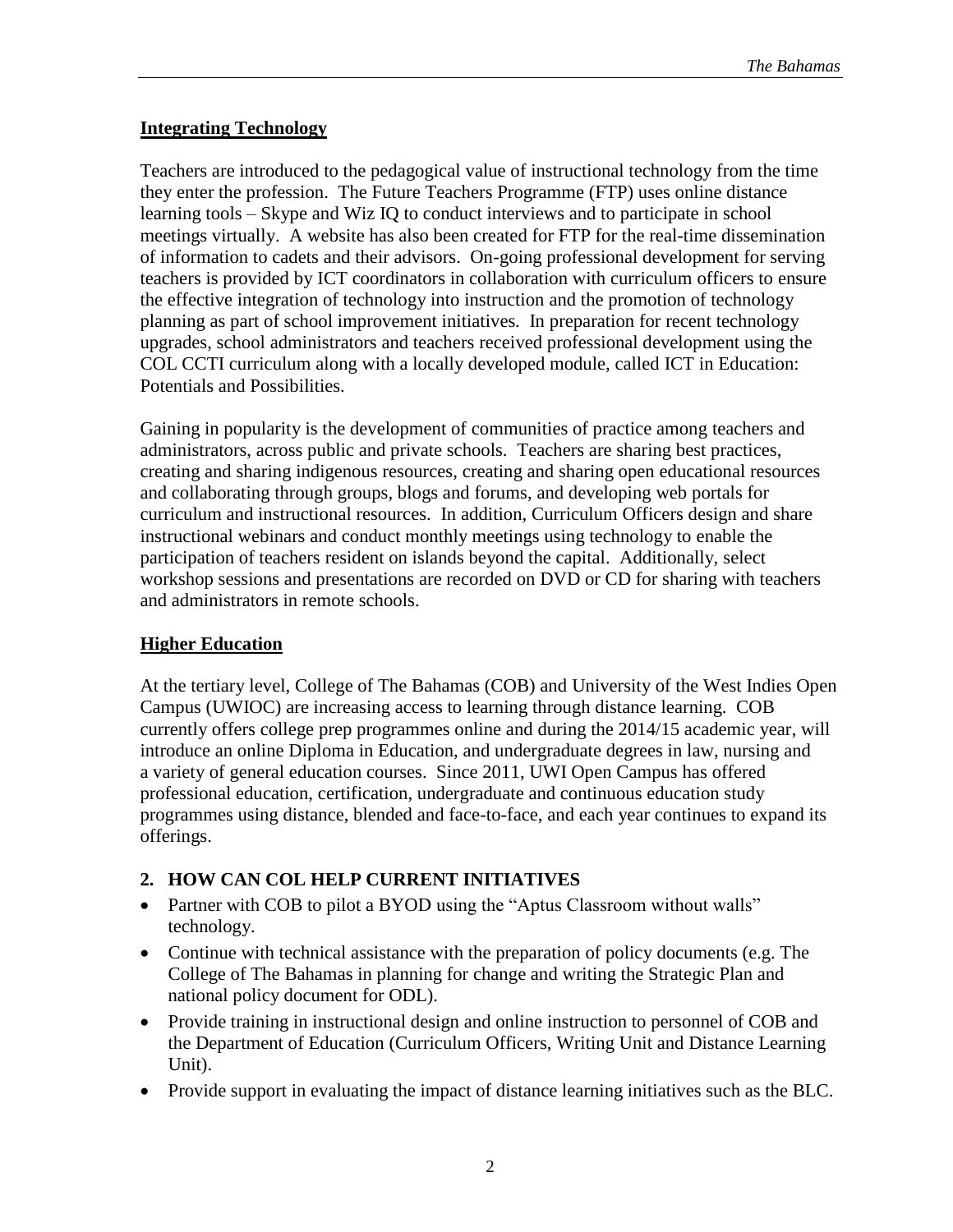## Integrating Technology

Teachers are introduced to the pedagogical value of instructional technology from the time they enter the profession. The Future Teachers Programme (FTP) uses online distance learning tools – Skype and Wiz IQ to conduct interviews and to participate in school meetings virtually. A website has also been created for FTP for the real-time dissemination of information to cadets and their advisors. On-going professional development for serving teachers is provided by ICT coordinators in collaboration with curriculum officers to ensure the effective integration of technology into instruction and the promotion of technology planning as part of school improvement initiatives. In preparation for recent technology upgrades, school administrators and teachers received professional development using the COL CCTI curriculum along with a locally developed module, called ICT in Education: Potentials and Possibilities.

Gaining in popularity is the development of communities of practice among teachers and administrators, across public and private schools. Teachers are sharing best practices, creating and sharing indigenous resources, creating and sharing open educational resources and collaborating through groups, blogs and forums, and developing web portals for curriculum and instructional resources. In addition, Curriculum Officers design and share instructional webinars and conduct monthly meetings using technology to enable the participation of teachers resident on islands beyond the capital. Additionally, select workshop sessions and presentations are recorded on DVD or CD for sharing with teachers and administrators in remote schools.

## Higher Education

At the tertiary level, College of The Bahamas (COB) and University of the West Indies Open Campus (UWIOC) are increasing access to learning through distance learning. COB currently offers college prep programmes online and during the 2014/15 academic year, will introduce an online Diploma in Education, and undergraduate degrees in law, nursing and a variety of general education courses. Since 2011, UWI Open Campus has offered professional education, certification, undergraduate and continuous education study programmes using distance, blended and face-to-face, and each year continues to expand its offerings.

## 2. HOW CAN COL HELP CURRENT INITIATIVES

- Partner with COB to pilot a BYOD using the "Aptus Classroom without walls" technology.
- Continue with technical assistance with the preparation of policy documents (e.g. The College of The Bahamas in planning for change and writing the Strategic Plan and national policy document for ODL).
- Provide training in instructional design and online instruction to personnel of COB and the Department of Education (Curriculum Officers, Writing Unit and Distance Learning Unit).
- Provide support in evaluating the impact of distance learning initiatives such as the BLC.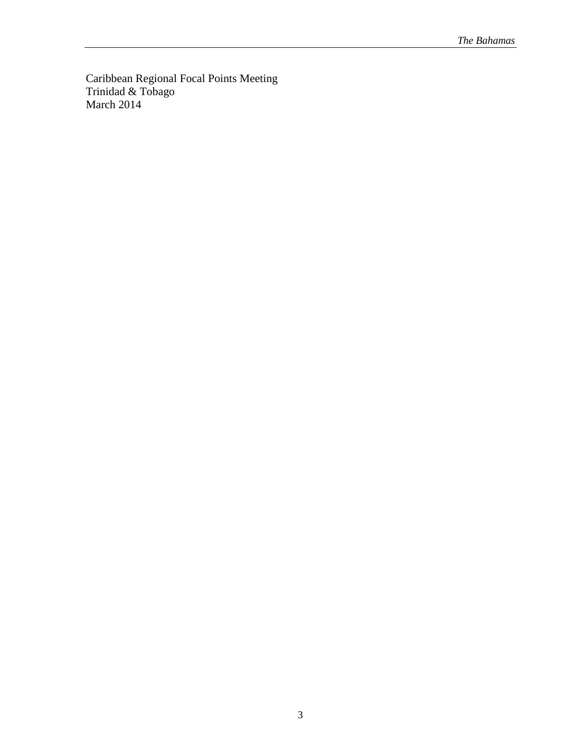Caribbean Regional Focal Points Meeting
Trinidad & Tobago
March 2014